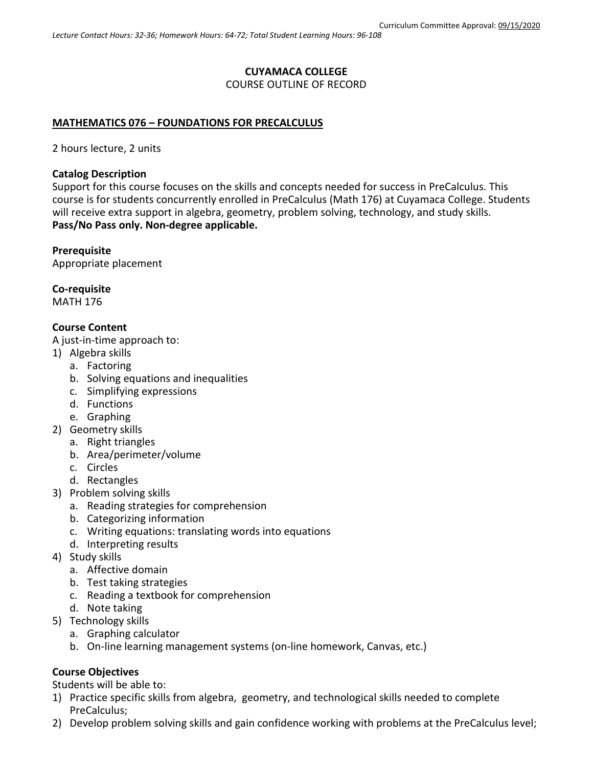Curriculum Committee Approval: 09/15/2020

*Lecture Contact Hours: 32-36; Homework Hours: 64-72; Total Student Learning Hours: 96-108*

**CUYAMACA COLLEGE**
COURSE OUTLINE OF RECORD

**MATHEMATICS 076 – FOUNDATIONS FOR PRECALCULUS**

2 hours lecture, 2 units

**Catalog Description**
Support for this course focuses on the skills and concepts needed for success in PreCalculus. This course is for students concurrently enrolled in PreCalculus (Math 176) at Cuyamaca College. Students will receive extra support in algebra, geometry, problem solving, technology, and study skills.
**Pass/No Pass only. Non-degree applicable.**

**Prerequisite**
Appropriate placement

**Co-requisite**
MATH 176

**Course Content**
A just-in-time approach to:
1) Algebra skills
   a. Factoring
   b. Solving equations and inequalities
   c. Simplifying expressions
   d. Functions
   e. Graphing
2) Geometry skills
   a. Right triangles
   b. Area/perimeter/volume
   c. Circles
   d. Rectangles
3) Problem solving skills
   a. Reading strategies for comprehension
   b. Categorizing information
   c. Writing equations: translating words into equations
   d. Interpreting results
4) Study skills
   a. Affective domain
   b. Test taking strategies
   c. Reading a textbook for comprehension
   d. Note taking
5) Technology skills
   a. Graphing calculator
   b. On-line learning management systems (on-line homework, Canvas, etc.)

**Course Objectives**
Students will be able to:
1) Practice specific skills from algebra, geometry, and technological skills needed to complete PreCalculus;
2) Develop problem solving skills and gain confidence working with problems at the PreCalculus level;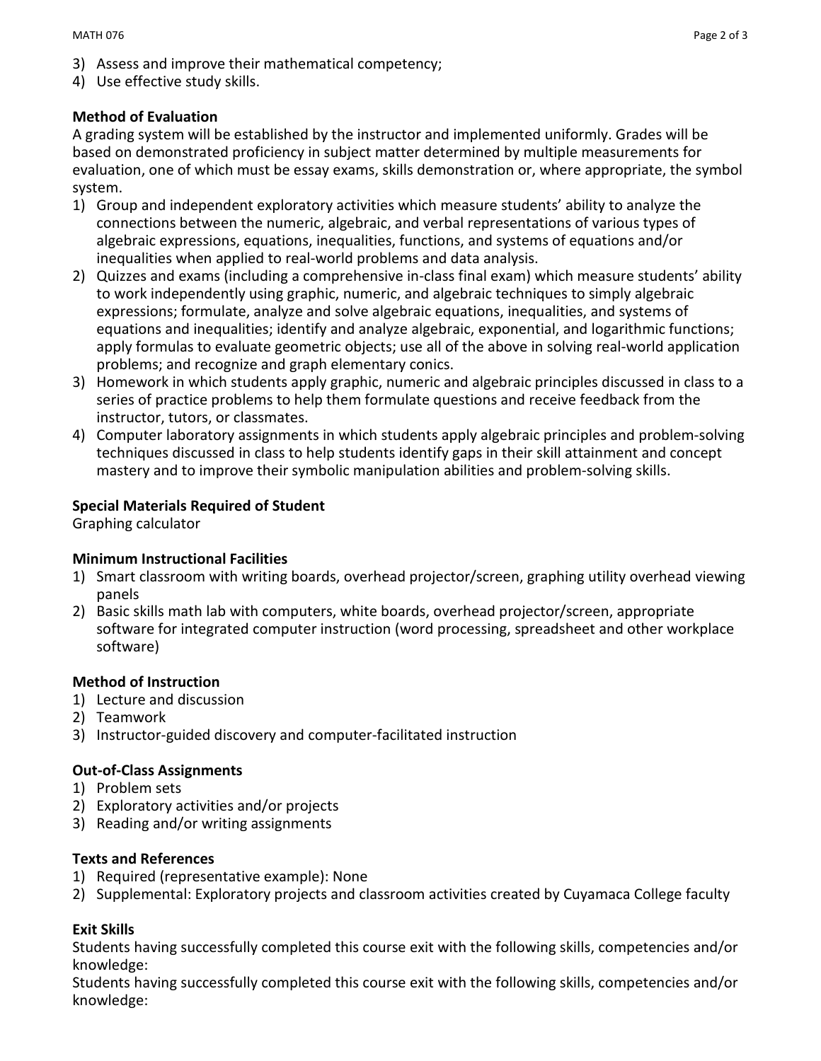3) Assess and improve their mathematical competency;
4) Use effective study skills.

**Method of Evaluation**

A grading system will be established by the instructor and implemented uniformly. Grades will be based on demonstrated proficiency in subject matter determined by multiple measurements for evaluation, one of which must be essay exams, skills demonstration or, where appropriate, the symbol system.

1) Group and independent exploratory activities which measure students' ability to analyze the connections between the numeric, algebraic, and verbal representations of various types of algebraic expressions, equations, inequalities, functions, and systems of equations and/or inequalities when applied to real-world problems and data analysis.
2) Quizzes and exams (including a comprehensive in-class final exam) which measure students' ability to work independently using graphic, numeric, and algebraic techniques to simply algebraic expressions; formulate, analyze and solve algebraic equations, inequalities, and systems of equations and inequalities; identify and analyze algebraic, exponential, and logarithmic functions; apply formulas to evaluate geometric objects; use all of the above in solving real-world application problems; and recognize and graph elementary conics.
3) Homework in which students apply graphic, numeric and algebraic principles discussed in class to a series of practice problems to help them formulate questions and receive feedback from the instructor, tutors, or classmates.
4) Computer laboratory assignments in which students apply algebraic principles and problem-solving techniques discussed in class to help students identify gaps in their skill attainment and concept mastery and to improve their symbolic manipulation abilities and problem-solving skills.

**Special Materials Required of Student**

Graphing calculator

**Minimum Instructional Facilities**

1) Smart classroom with writing boards, overhead projector/screen, graphing utility overhead viewing panels
2) Basic skills math lab with computers, white boards, overhead projector/screen, appropriate software for integrated computer instruction (word processing, spreadsheet and other workplace software)

**Method of Instruction**

1) Lecture and discussion
2) Teamwork
3) Instructor-guided discovery and computer-facilitated instruction

**Out-of-Class Assignments**

1) Problem sets
2) Exploratory activities and/or projects
3) Reading and/or writing assignments

**Texts and References**

1) Required (representative example): None
2) Supplemental: Exploratory projects and classroom activities created by Cuyamaca College faculty

**Exit Skills**

Students having successfully completed this course exit with the following skills, competencies and/or knowledge:

Students having successfully completed this course exit with the following skills, competencies and/or knowledge: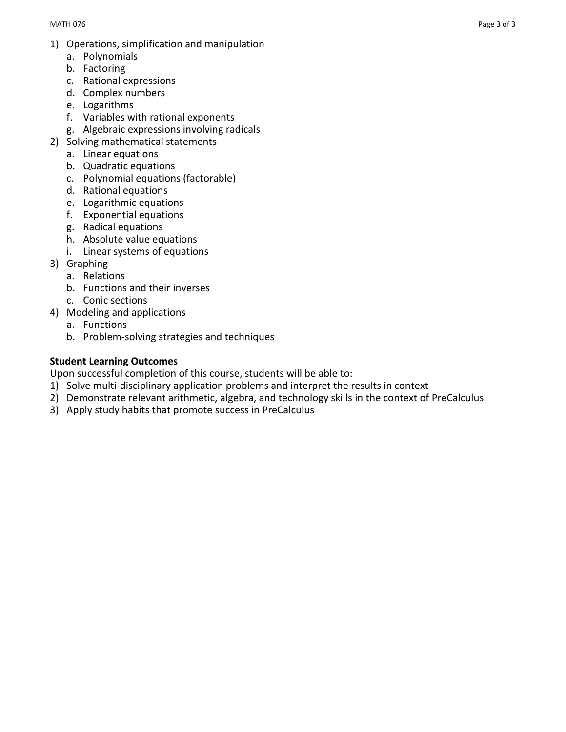1) Operations, simplification and manipulation
    a. Polynomials
    b. Factoring
    c. Rational expressions
    d. Complex numbers
    e. Logarithms
    f. Variables with rational exponents
    g. Algebraic expressions involving radicals
2) Solving mathematical statements
    a. Linear equations
    b. Quadratic equations
    c. Polynomial equations (factorable)
    d. Rational equations
    e. Logarithmic equations
    f. Exponential equations
    g. Radical equations
    h. Absolute value equations
    i. Linear systems of equations
3) Graphing
    a. Relations
    b. Functions and their inverses
    c. Conic sections
4) Modeling and applications
    a. Functions
    b. Problem-solving strategies and techniques

**Student Learning Outcomes**

Upon successful completion of this course, students will be able to:

1) Solve multi-disciplinary application problems and interpret the results in context
2) Demonstrate relevant arithmetic, algebra, and technology skills in the context of PreCalculus
3) Apply study habits that promote success in PreCalculus